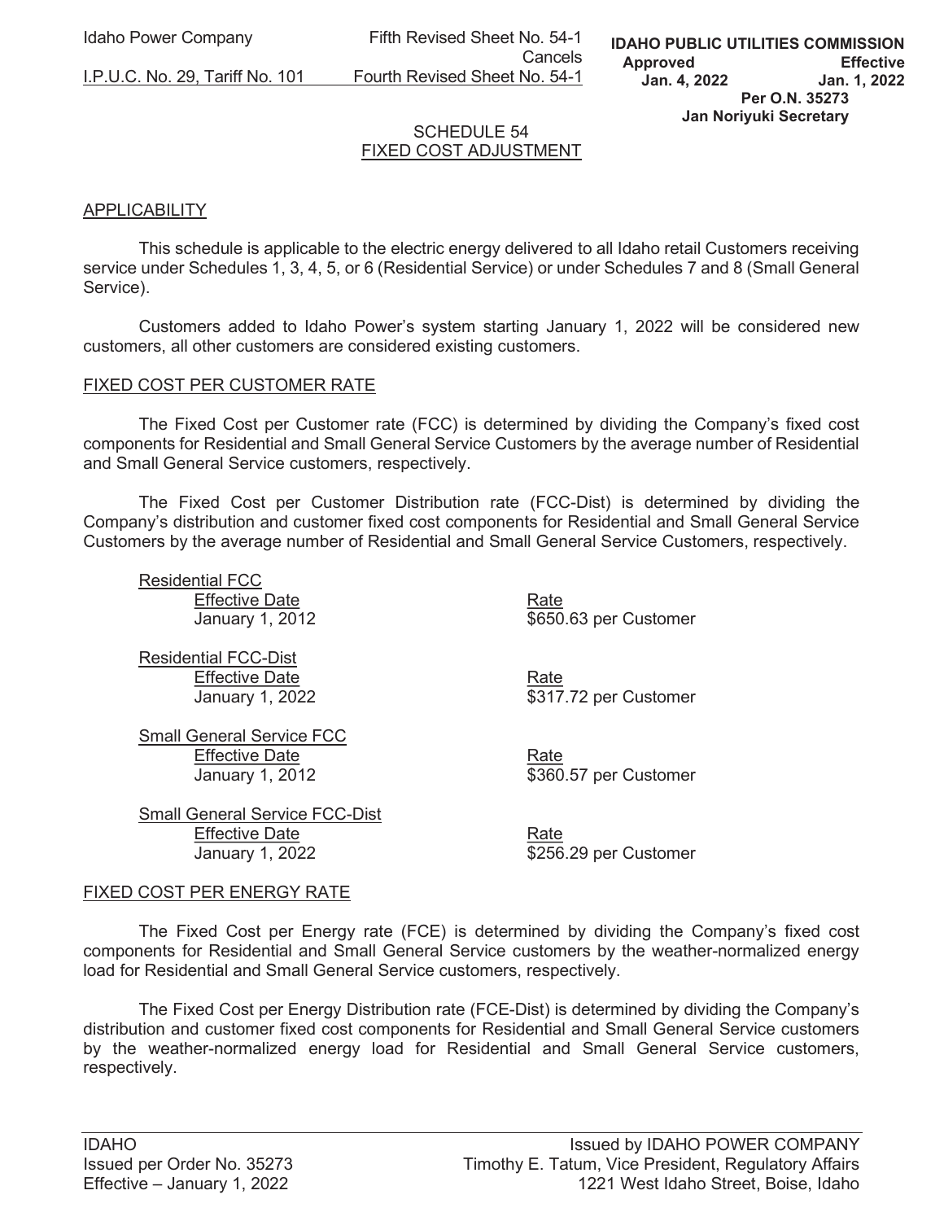Idaho Power Company | Fifth Revised Sheet No. 54-1 Cancels
I.P.U.C. No. 29, Tariff No. 101 | Fourth Revised Sheet No. 54-1

**IDAHO PUBLIC UTILITIES COMMISSION**
**Approved Jan. 4, 2022 — Effective Jan. 1, 2022**
**Per O.N. 35273**
**Jan Noriyuki Secretary**

# SCHEDULE 54
# FIXED COST ADJUSTMENT

## APPLICABILITY

This schedule is applicable to the electric energy delivered to all Idaho retail Customers receiving service under Schedules 1, 3, 4, 5, or 6 (Residential Service) or under Schedules 7 and 8 (Small General Service).

Customers added to Idaho Power's system starting January 1, 2022 will be considered new customers, all other customers are considered existing customers.

## FIXED COST PER CUSTOMER RATE

The Fixed Cost per Customer rate (FCC) is determined by dividing the Company's fixed cost components for Residential and Small General Service Customers by the average number of Residential and Small General Service customers, respectively.

The Fixed Cost per Customer Distribution rate (FCC-Dist) is determined by dividing the Company's distribution and customer fixed cost components for Residential and Small General Service Customers by the average number of Residential and Small General Service Customers, respectively.

**Residential FCC**

| Effective Date | Rate |
|---|---|
| January 1, 2012 | $650.63 per Customer |

**Residential FCC-Dist**

| Effective Date | Rate |
|---|---|
| January 1, 2022 | $317.72 per Customer |

**Small General Service FCC**

| Effective Date | Rate |
|---|---|
| January 1, 2012 | $360.57 per Customer |

**Small General Service FCC-Dist**

| Effective Date | Rate |
|---|---|
| January 1, 2022 | $256.29 per Customer |

## FIXED COST PER ENERGY RATE

The Fixed Cost per Energy rate (FCE) is determined by dividing the Company's fixed cost components for Residential and Small General Service customers by the weather-normalized energy load for Residential and Small General Service customers, respectively.

The Fixed Cost per Energy Distribution rate (FCE-Dist) is determined by dividing the Company's distribution and customer fixed cost components for Residential and Small General Service customers by the weather-normalized energy load for Residential and Small General Service customers, respectively.

IDAHO
Issued per Order No. 35273
Effective – January 1, 2022

Issued by IDAHO POWER COMPANY
Timothy E. Tatum, Vice President, Regulatory Affairs
1221 West Idaho Street, Boise, Idaho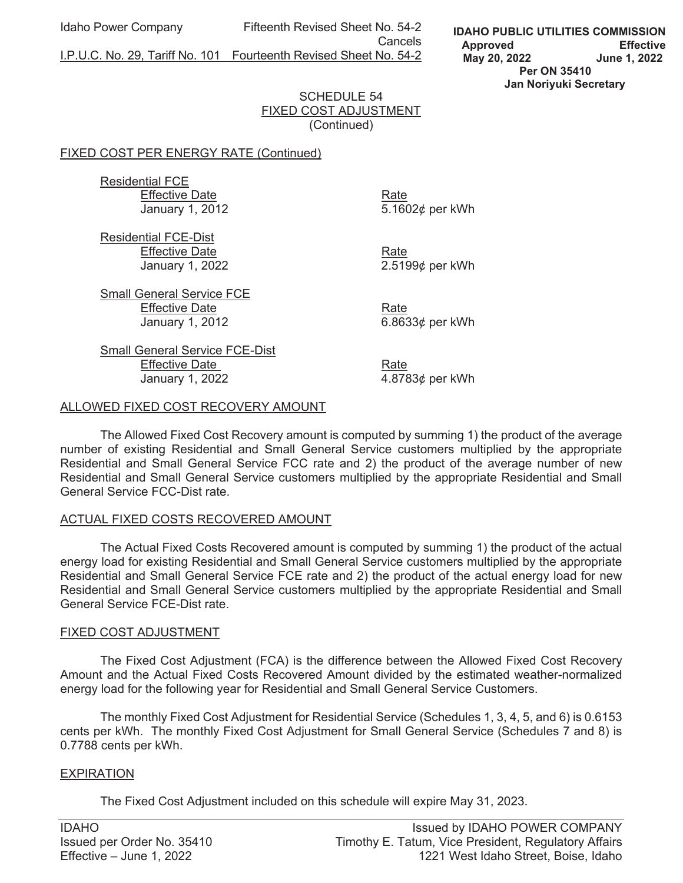Idaho Power Company Fifteenth Revised Sheet No. 54-2
Cancels
I.P.U.C. No. 29, Tariff No. 101 Fourteenth Revised Sheet No. 54-2

**IDAHO PUBLIC UTILITIES COMMISSION**
**Approved May 20, 2022 Effective June 1, 2022**
**Per ON 35410**
**Jan Noriyuki Secretary**

## SCHEDULE 54
## FIXED COST ADJUSTMENT
(Continued)

### FIXED COST PER ENERGY RATE (Continued)

Residential FCE

| Effective Date | Rate |
|---|---|
| January 1, 2012 | 5.1602¢ per kWh |

Residential FCE-Dist

| Effective Date | Rate |
|---|---|
| January 1, 2022 | 2.5199¢ per kWh |

Small General Service FCE

| Effective Date | Rate |
|---|---|
| January 1, 2012 | 6.8633¢ per kWh |

Small General Service FCE-Dist

| Effective Date | Rate |
|---|---|
| January 1, 2022 | 4.8783¢ per kWh |

### ALLOWED FIXED COST RECOVERY AMOUNT

The Allowed Fixed Cost Recovery amount is computed by summing 1) the product of the average number of existing Residential and Small General Service customers multiplied by the appropriate Residential and Small General Service FCC rate and 2) the product of the average number of new Residential and Small General Service customers multiplied by the appropriate Residential and Small General Service FCC-Dist rate.

### ACTUAL FIXED COSTS RECOVERED AMOUNT

The Actual Fixed Costs Recovered amount is computed by summing 1) the product of the actual energy load for existing Residential and Small General Service customers multiplied by the appropriate Residential and Small General Service FCE rate and 2) the product of the actual energy load for new Residential and Small General Service customers multiplied by the appropriate Residential and Small General Service FCE-Dist rate.

### FIXED COST ADJUSTMENT

The Fixed Cost Adjustment (FCA) is the difference between the Allowed Fixed Cost Recovery Amount and the Actual Fixed Costs Recovered Amount divided by the estimated weather-normalized energy load for the following year for Residential and Small General Service Customers.

The monthly Fixed Cost Adjustment for Residential Service (Schedules 1, 3, 4, 5, and 6) is 0.6153 cents per kWh. The monthly Fixed Cost Adjustment for Small General Service (Schedules 7 and 8) is 0.7788 cents per kWh.

### EXPIRATION

The Fixed Cost Adjustment included on this schedule will expire May 31, 2023.

IDAHO
Issued per Order No. 35410
Effective – June 1, 2022

Issued by IDAHO POWER COMPANY
Timothy E. Tatum, Vice President, Regulatory Affairs
1221 West Idaho Street, Boise, Idaho